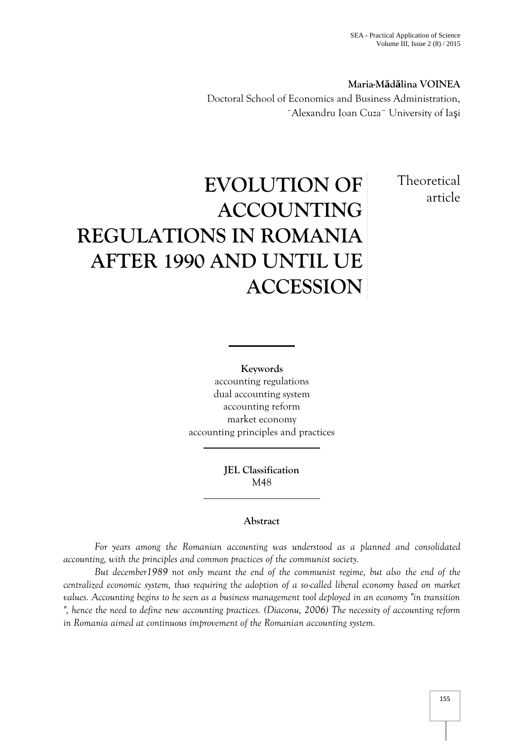**Maria-Mădălina VOINEA**

Doctoral School of Economics and Business Administration, ¨Alexandru Ioan Cuza¨ University of Iaşi

# EVOLUTION OF ACCOUNTING REGULATIONS IN ROMANIA AFTER 1990 AND UNTIL UE ACCESSION

Theoretical article

**Keywords**

accounting regulations
dual accounting system
accounting reform
market economy
accounting principles and practices

**JEL Classification**

M48

**Abstract**

*For years among the Romanian accounting was understood as a planned and consolidated accounting, with the principles and common practices of the communist society.*

*But december1989 not only meant the end of the communist regime, but also the end of the centralized economic system, thus requiring the adoption of a so-called liberal economy based on market values. Accounting begins to be seen as a business management tool deployed in an economy "in transition ", hence the need to define new accounting practices. (Diaconu, 2006) The necessity of accounting reform in Romania aimed at continuous improvement of the Romanian accounting system.*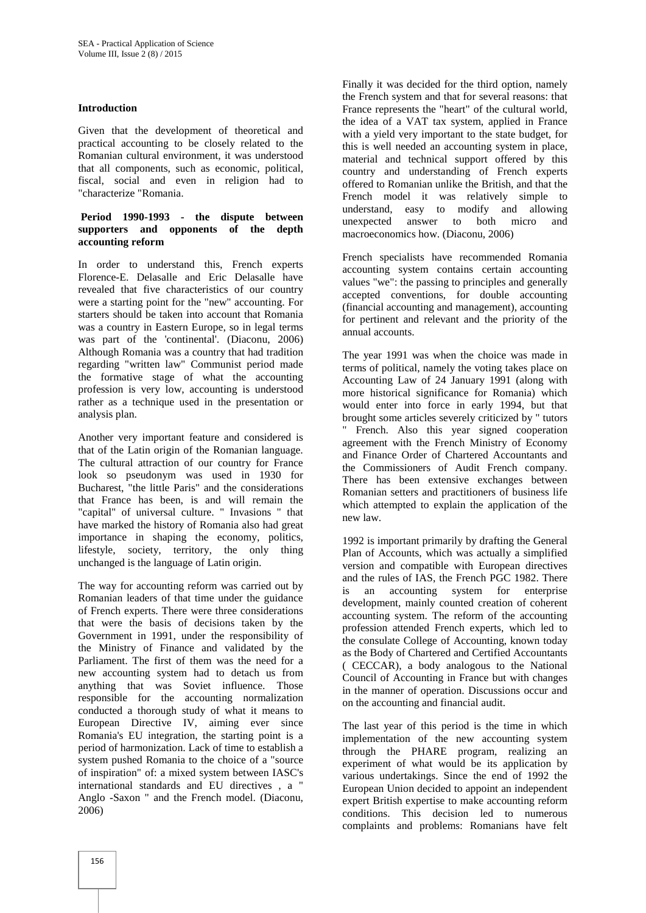## Introduction

Given that the development of theoretical and practical accounting to be closely related to the Romanian cultural environment, it was understood that all components, such as economic, political, fiscal, social and even in religion had to "characterize "Romania.

## Period 1990-1993 - the dispute between supporters and opponents of the depth accounting reform

In order to understand this, French experts Florence-E. Delasalle and Eric Delasalle have revealed that five characteristics of our country were a starting point for the "new" accounting. For starters should be taken into account that Romania was a country in Eastern Europe, so in legal terms was part of the 'continental'. (Diaconu, 2006) Although Romania was a country that had tradition regarding "written law" Communist period made the formative stage of what the accounting profession is very low, accounting is understood rather as a technique used in the presentation or analysis plan.

Another very important feature and considered is that of the Latin origin of the Romanian language. The cultural attraction of our country for France look so pseudonym was used in 1930 for Bucharest, "the little Paris" and the considerations that France has been, is and will remain the "capital" of universal culture. " Invasions " that have marked the history of Romania also had great importance in shaping the economy, politics, lifestyle, society, territory, the only thing unchanged is the language of Latin origin.

The way for accounting reform was carried out by Romanian leaders of that time under the guidance of French experts. There were three considerations that were the basis of decisions taken by the Government in 1991, under the responsibility of the Ministry of Finance and validated by the Parliament. The first of them was the need for a new accounting system had to detach us from anything that was Soviet influence. Those responsible for the accounting normalization conducted a thorough study of what it means to European Directive IV, aiming ever since Romania's EU integration, the starting point is a period of harmonization. Lack of time to establish a system pushed Romania to the choice of a "source of inspiration" of: a mixed system between IASC's international standards and EU directives , a " Anglo -Saxon " and the French model. (Diaconu, 2006)

Finally it was decided for the third option, namely the French system and that for several reasons: that France represents the "heart" of the cultural world, the idea of a VAT tax system, applied in France with a yield very important to the state budget, for this is well needed an accounting system in place, material and technical support offered by this country and understanding of French experts offered to Romanian unlike the British, and that the French model it was relatively simple to understand, easy to modify and allowing unexpected answer to both micro and macroeconomics how. (Diaconu, 2006)

French specialists have recommended Romania accounting system contains certain accounting values "we": the passing to principles and generally accepted conventions, for double accounting (financial accounting and management), accounting for pertinent and relevant and the priority of the annual accounts.

The year 1991 was when the choice was made in terms of political, namely the voting takes place on Accounting Law of 24 January 1991 (along with more historical significance for Romania) which would enter into force in early 1994, but that brought some articles severely criticized by " tutors " French. Also this year signed cooperation agreement with the French Ministry of Economy and Finance Order of Chartered Accountants and the Commissioners of Audit French company. There has been extensive exchanges between Romanian setters and practitioners of business life which attempted to explain the application of the new law.

1992 is important primarily by drafting the General Plan of Accounts, which was actually a simplified version and compatible with European directives and the rules of IAS, the French PGC 1982. There is an accounting system for enterprise development, mainly counted creation of coherent accounting system. The reform of the accounting profession attended French experts, which led to the consulate College of Accounting, known today as the Body of Chartered and Certified Accountants ( CECCAR), a body analogous to the National Council of Accounting in France but with changes in the manner of operation. Discussions occur and on the accounting and financial audit.

The last year of this period is the time in which implementation of the new accounting system through the PHARE program, realizing an experiment of what would be its application by various undertakings. Since the end of 1992 the European Union decided to appoint an independent expert British expertise to make accounting reform conditions. This decision led to numerous complaints and problems: Romanians have felt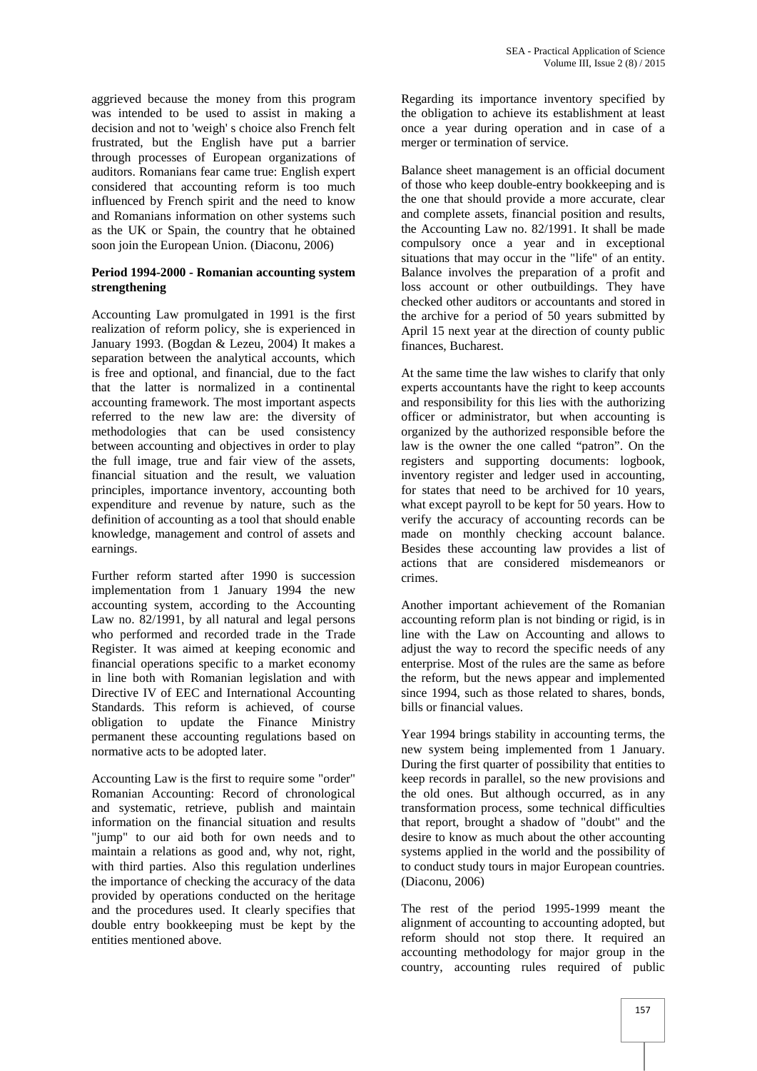aggrieved because the money from this program was intended to be used to assist in making a decision and not to 'weigh' s choice also French felt frustrated, but the English have put a barrier through processes of European organizations of auditors. Romanians fear came true: English expert considered that accounting reform is too much influenced by French spirit and the need to know and Romanians information on other systems such as the UK or Spain, the country that he obtained soon join the European Union. (Diaconu, 2006)

**Period 1994-2000 - Romanian accounting system strengthening**

Accounting Law promulgated in 1991 is the first realization of reform policy, she is experienced in January 1993. (Bogdan & Lezeu, 2004) It makes a separation between the analytical accounts, which is free and optional, and financial, due to the fact that the latter is normalized in a continental accounting framework. The most important aspects referred to the new law are: the diversity of methodologies that can be used consistency between accounting and objectives in order to play the full image, true and fair view of the assets, financial situation and the result, we valuation principles, importance inventory, accounting both expenditure and revenue by nature, such as the definition of accounting as a tool that should enable knowledge, management and control of assets and earnings.

Further reform started after 1990 is succession implementation from 1 January 1994 the new accounting system, according to the Accounting Law no. 82/1991, by all natural and legal persons who performed and recorded trade in the Trade Register. It was aimed at keeping economic and financial operations specific to a market economy in line both with Romanian legislation and with Directive IV of EEC and International Accounting Standards. This reform is achieved, of course obligation to update the Finance Ministry permanent these accounting regulations based on normative acts to be adopted later.

Accounting Law is the first to require some "order" Romanian Accounting: Record of chronological and systematic, retrieve, publish and maintain information on the financial situation and results "jump" to our aid both for own needs and to maintain a relations as good and, why not, right, with third parties. Also this regulation underlines the importance of checking the accuracy of the data provided by operations conducted on the heritage and the procedures used. It clearly specifies that double entry bookkeeping must be kept by the entities mentioned above.

Regarding its importance inventory specified by the obligation to achieve its establishment at least once a year during operation and in case of a merger or termination of service.

Balance sheet management is an official document of those who keep double-entry bookkeeping and is the one that should provide a more accurate, clear and complete assets, financial position and results, the Accounting Law no. 82/1991. It shall be made compulsory once a year and in exceptional situations that may occur in the "life" of an entity. Balance involves the preparation of a profit and loss account or other outbuildings. They have checked other auditors or accountants and stored in the archive for a period of 50 years submitted by April 15 next year at the direction of county public finances, Bucharest.

At the same time the law wishes to clarify that only experts accountants have the right to keep accounts and responsibility for this lies with the authorizing officer or administrator, but when accounting is organized by the authorized responsible before the law is the owner the one called "patron". On the registers and supporting documents: logbook, inventory register and ledger used in accounting, for states that need to be archived for 10 years, what except payroll to be kept for 50 years. How to verify the accuracy of accounting records can be made on monthly checking account balance. Besides these accounting law provides a list of actions that are considered misdemeanors or crimes.

Another important achievement of the Romanian accounting reform plan is not binding or rigid, is in line with the Law on Accounting and allows to adjust the way to record the specific needs of any enterprise. Most of the rules are the same as before the reform, but the news appear and implemented since 1994, such as those related to shares, bonds, bills or financial values.

Year 1994 brings stability in accounting terms, the new system being implemented from 1 January. During the first quarter of possibility that entities to keep records in parallel, so the new provisions and the old ones. But although occurred, as in any transformation process, some technical difficulties that report, brought a shadow of "doubt" and the desire to know as much about the other accounting systems applied in the world and the possibility of to conduct study tours in major European countries. (Diaconu, 2006)

The rest of the period 1995-1999 meant the alignment of accounting to accounting adopted, but reform should not stop there. It required an accounting methodology for major group in the country, accounting rules required of public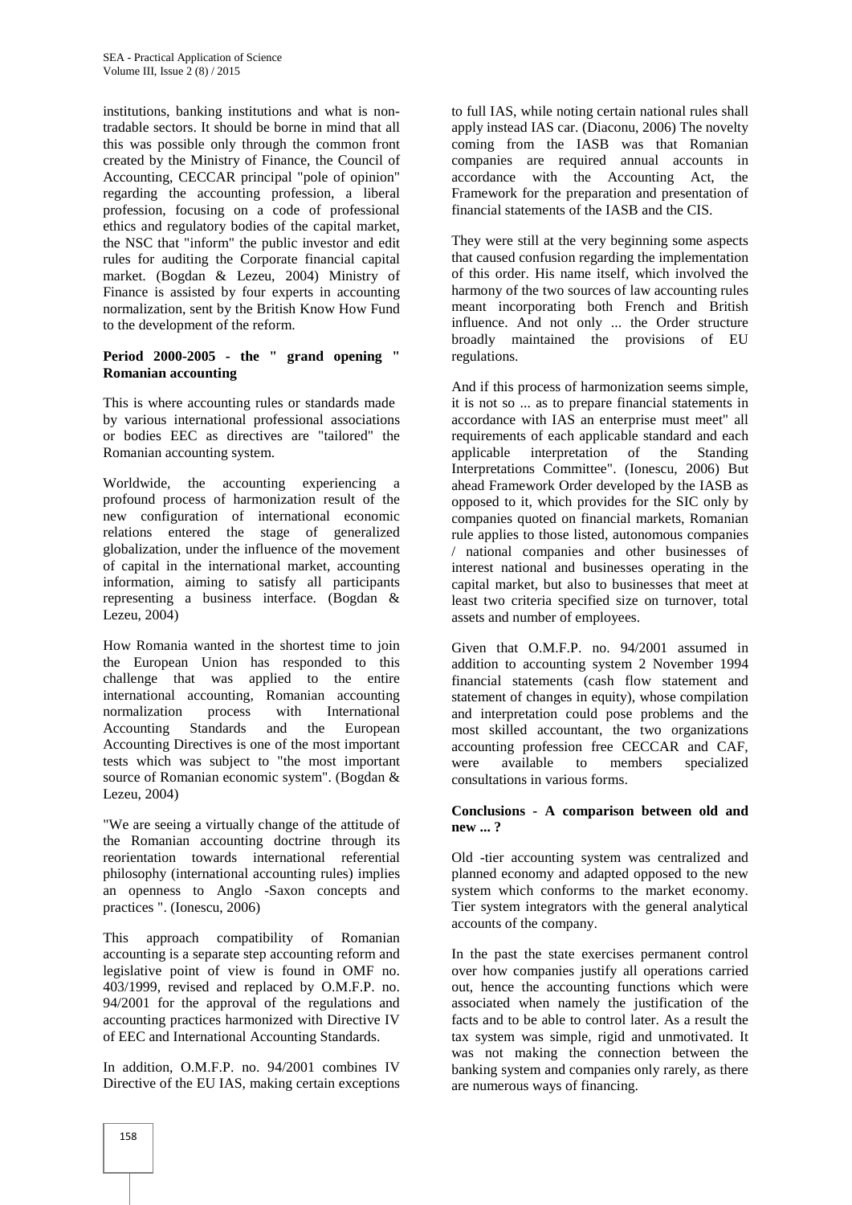institutions, banking institutions and what is non-tradable sectors. It should be borne in mind that all this was possible only through the common front created by the Ministry of Finance, the Council of Accounting, CECCAR principal "pole of opinion" regarding the accounting profession, a liberal profession, focusing on a code of professional ethics and regulatory bodies of the capital market, the NSC that "inform" the public investor and edit rules for auditing the Corporate financial capital market. (Bogdan & Lezeu, 2004) Ministry of Finance is assisted by four experts in accounting normalization, sent by the British Know How Fund to the development of the reform.

**Period 2000-2005 - the " grand opening " Romanian accounting**

This is where accounting rules or standards made by various international professional associations or bodies EEC as directives are "tailored" the Romanian accounting system.

Worldwide, the accounting experiencing a profound process of harmonization result of the new configuration of international economic relations entered the stage of generalized globalization, under the influence of the movement of capital in the international market, accounting information, aiming to satisfy all participants representing a business interface. (Bogdan & Lezeu, 2004)

How Romania wanted in the shortest time to join the European Union has responded to this challenge that was applied to the entire international accounting, Romanian accounting normalization process with International Accounting Standards and the European Accounting Directives is one of the most important tests which was subject to "the most important source of Romanian economic system". (Bogdan & Lezeu, 2004)

"We are seeing a virtually change of the attitude of the Romanian accounting doctrine through its reorientation towards international referential philosophy (international accounting rules) implies an openness to Anglo -Saxon concepts and practices ". (Ionescu, 2006)

This approach compatibility of Romanian accounting is a separate step accounting reform and legislative point of view is found in OMF no. 403/1999, revised and replaced by O.M.F.P. no. 94/2001 for the approval of the regulations and accounting practices harmonized with Directive IV of EEC and International Accounting Standards.

In addition, O.M.F.P. no. 94/2001 combines IV Directive of the EU IAS, making certain exceptions to full IAS, while noting certain national rules shall apply instead IAS car. (Diaconu, 2006) The novelty coming from the IASB was that Romanian companies are required annual accounts in accordance with the Accounting Act, the Framework for the preparation and presentation of financial statements of the IASB and the CIS.

They were still at the very beginning some aspects that caused confusion regarding the implementation of this order. His name itself, which involved the harmony of the two sources of law accounting rules meant incorporating both French and British influence. And not only ... the Order structure broadly maintained the provisions of EU regulations.

And if this process of harmonization seems simple, it is not so ... as to prepare financial statements in accordance with IAS an enterprise must meet" all requirements of each applicable standard and each applicable interpretation of the Standing Interpretations Committee". (Ionescu, 2006) But ahead Framework Order developed by the IASB as opposed to it, which provides for the SIC only by companies quoted on financial markets, Romanian rule applies to those listed, autonomous companies / national companies and other businesses of interest national and businesses operating in the capital market, but also to businesses that meet at least two criteria specified size on turnover, total assets and number of employees.

Given that O.M.F.P. no. 94/2001 assumed in addition to accounting system 2 November 1994 financial statements (cash flow statement and statement of changes in equity), whose compilation and interpretation could pose problems and the most skilled accountant, the two organizations accounting profession free CECCAR and CAF, were available to members specialized consultations in various forms.

**Conclusions - A comparison between old and new ... ?**

Old -tier accounting system was centralized and planned economy and adapted opposed to the new system which conforms to the market economy. Tier system integrators with the general analytical accounts of the company.

In the past the state exercises permanent control over how companies justify all operations carried out, hence the accounting functions which were associated when namely the justification of the facts and to be able to control later. As a result the tax system was simple, rigid and unmotivated. It was not making the connection between the banking system and companies only rarely, as there are numerous ways of financing.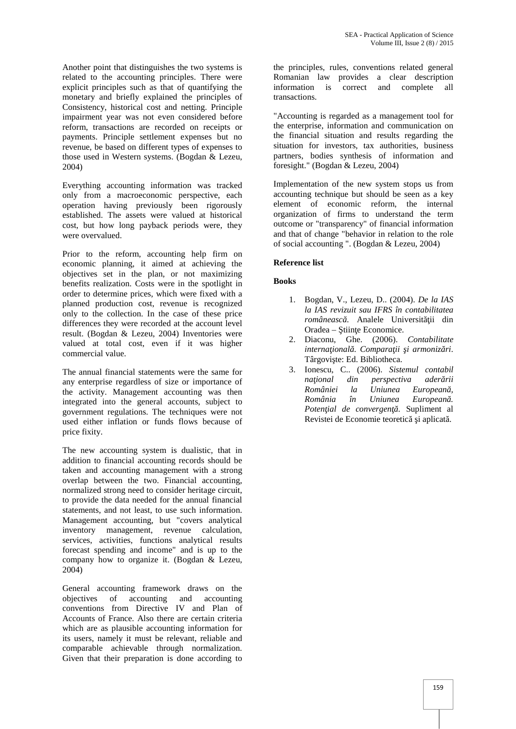Another point that distinguishes the two systems is related to the accounting principles. There were explicit principles such as that of quantifying the monetary and briefly explained the principles of Consistency, historical cost and netting. Principle impairment year was not even considered before reform, transactions are recorded on receipts or payments. Principle settlement expenses but no revenue, be based on different types of expenses to those used in Western systems. (Bogdan & Lezeu, 2004)

Everything accounting information was tracked only from a macroeconomic perspective, each operation having previously been rigorously established. The assets were valued at historical cost, but how long payback periods were, they were overvalued.

Prior to the reform, accounting help firm on economic planning, it aimed at achieving the objectives set in the plan, or not maximizing benefits realization. Costs were in the spotlight in order to determine prices, which were fixed with a planned production cost, revenue is recognized only to the collection. In the case of these price differences they were recorded at the account level result. (Bogdan & Lezeu, 2004) Inventories were valued at total cost, even if it was higher commercial value.

The annual financial statements were the same for any enterprise regardless of size or importance of the activity. Management accounting was then integrated into the general accounts, subject to government regulations. The techniques were not used either inflation or funds flows because of price fixity.

The new accounting system is dualistic, that in addition to financial accounting records should be taken and accounting management with a strong overlap between the two. Financial accounting, normalized strong need to consider heritage circuit, to provide the data needed for the annual financial statements, and not least, to use such information. Management accounting, but "covers analytical inventory management, revenue calculation, services, activities, functions analytical results forecast spending and income" and is up to the company how to organize it. (Bogdan & Lezeu, 2004)

General accounting framework draws on the objectives of accounting and accounting conventions from Directive IV and Plan of Accounts of France. Also there are certain criteria which are as plausible accounting information for its users, namely it must be relevant, reliable and comparable achievable through normalization. Given that their preparation is done according to the principles, rules, conventions related general Romanian law provides a clear description information is correct and complete all transactions.

"Accounting is regarded as a management tool for the enterprise, information and communication on the financial situation and results regarding the situation for investors, tax authorities, business partners, bodies synthesis of information and foresight." (Bogdan & Lezeu, 2004)

Implementation of the new system stops us from accounting technique but should be seen as a key element of economic reform, the internal organization of firms to understand the term outcome or "transparency" of financial information and that of change "behavior in relation to the role of social accounting ". (Bogdan & Lezeu, 2004)

**Reference list**

**Books**

1. Bogdan, V., Lezeu, D.. (2004). *De la IAS la IAS revizuit sau IFRS în contabilitatea românească.* Analele Universităţii din Oradea – Ştiinţe Economice.
2. Diaconu, Ghe. (2006). *Contabilitate internaţională. Comparaţii şi armonizări*. Târgovişte: Ed. Bibliotheca.
3. Ionescu, C.. (2006). *Sistemul contabil naţional din perspectiva aderării României la Uniunea Europeană, România în Uniunea Europeană. Potenţial de convergenţă.* Supliment al Revistei de Economie teoretică şi aplicată.